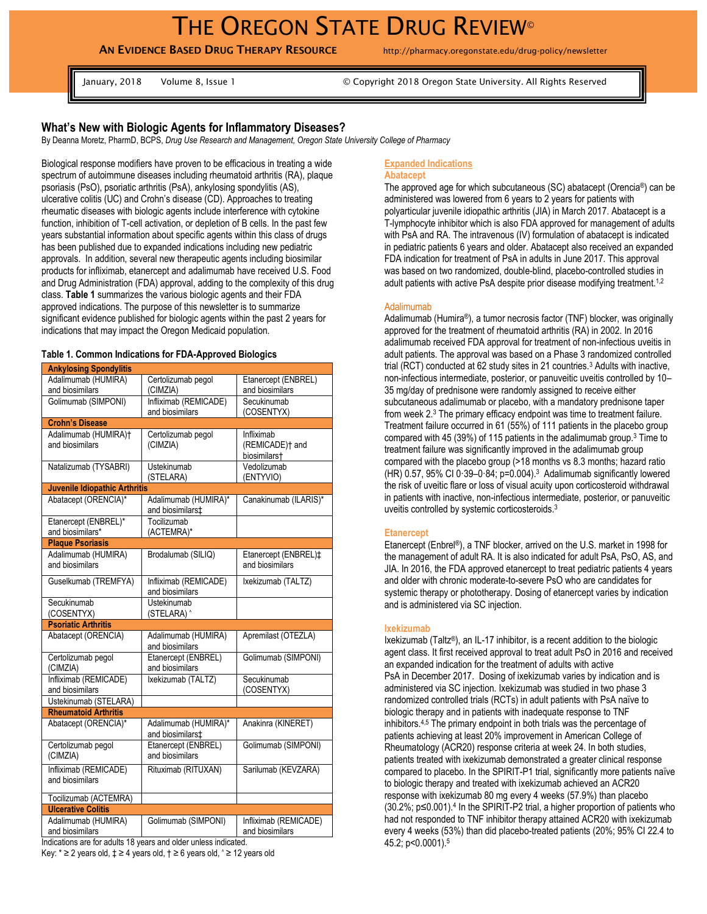# The Oregon State Drug Review©

**An Evidence Based Drug Therapy Resource** http://pharmacy.oregonstate.edu/drug-policy/newsletter

January, 2018 Volume 8, Issue 1 © Copyright 2018 Oregon State University. All Rights Reserved

## What's New with Biologic Agents for Inflammatory Diseases?

By Deanna Moretz, PharmD, BCPS, *Drug Use Research and Management, Oregon State University College of Pharmacy*

Biological response modifiers have proven to be efficacious in treating a wide spectrum of autoimmune diseases including rheumatoid arthritis (RA), plaque psoriasis (PsO), psoriatic arthritis (PsA), ankylosing spondylitis (AS), ulcerative colitis (UC) and Crohn's disease (CD). Approaches to treating rheumatic diseases with biologic agents include interference with cytokine function, inhibition of T-cell activation, or depletion of B cells. In the past few years substantial information about specific agents within this class of drugs has been published due to expanded indications including new pediatric approvals. In addition, several new therapeutic agents including biosimilar products for infliximab, etanercept and adalimumab have received U.S. Food and Drug Administration (FDA) approval, adding to the complexity of this drug class. **Table 1** summarizes the various biologic agents and their FDA approved indications. The purpose of this newsletter is to summarize significant evidence published for biologic agents within the past 2 years for indications that may impact the Oregon Medicaid population.

**Table 1. Common Indications for FDA-Approved Biologics**

| **Ankylosing Spondylitis** | | |
|---|---|---|
| Adalimumab (HUMIRA) and biosimilars | Certolizumab pegol (CIMZIA) | Etanercept (ENBREL) and biosimilars |
| Golimumab (SIMPONI) | Infliximab (REMICADE) and biosimilars | Secukinumab (COSENTYX) |
| **Crohn's Disease** | | |
| Adalimumab (HUMIRA)† and biosimilars | Certolizumab pegol (CIMZIA) | Infliximab (REMICADE)† and biosimilars† |
| Natalizumab (TYSABRI) | Ustekinumab (STELARA) | Vedolizumab (ENTYVIO) |
| **Juvenile Idiopathic Arthritis** | | |
| Abatacept (ORENCIA)* | Adalimumab (HUMIRA)* and biosimilars‡ | Canakinumab (ILARIS)* |
| Etanercept (ENBREL)* and biosimilars* | Tocilizumab (ACTEMRA)* | |
| **Plaque Psoriasis** | | |
| Adalimumab (HUMIRA) and biosimilars | Brodalumab (SILIQ) | Etanercept (ENBREL)‡ and biosimilars |
| Guselkumab (TREMFYA) | Infliximab (REMICADE) and biosimilars | Ixekizumab (TALTZ) |
| Secukinumab (COSENTYX) | Ustekinumab (STELARA) ^ | |
| **Psoriatic Arthritis** | | |
| Abatacept (ORENCIA) | Adalimumab (HUMIRA) and biosimilars | Apremilast (OTEZLA) |
| Certolizumab pegol (CIMZIA) | Etanercept (ENBREL) and biosimilars | Golimumab (SIMPONI) |
| Infliximab (REMICADE) and biosimilars | Ixekizumab (TALTZ) | Secukinumab (COSENTYX) |
| Ustekinumab (STELARA) | | |
| **Rheumatoid Arthritis** | | |
| Abatacept (ORENCIA)* | Adalimumab (HUMIRA)* and biosimilars‡ | Anakinra (KINERET) |
| Certolizumab pegol (CIMZIA) | Etanercept (ENBREL) and biosimilars | Golimumab (SIMPONI) |
| Infliximab (REMICADE) and biosimilars | Rituximab (RITUXAN) | Sarilumab (KEVZARA) |
| Tocilizumab (ACTEMRA) | | |
| **Ulcerative Colitis** | | |
| Adalimumab (HUMIRA) and biosimilars | Golimumab (SIMPONI) | Infliximab (REMICADE) and biosimilars |

Indications are for adults 18 years and older unless indicated.
Key: * ≥ 2 years old, ‡ ≥ 4 years old, † ≥ 6 years old, ^ ≥ 12 years old

### Expanded Indications

#### Abatacept

The approved age for which subcutaneous (SC) abatacept (Orencia®) can be administered was lowered from 6 years to 2 years for patients with polyarticular juvenile idiopathic arthritis (JIA) in March 2017. Abatacept is a T-lymphocyte inhibitor which is also FDA approved for management of adults with PsA and RA. The intravenous (IV) formulation of abatacept is indicated in pediatric patients 6 years and older. Abatacept also received an expanded FDA indication for treatment of PsA in adults in June 2017. This approval was based on two randomized, double-blind, placebo-controlled studies in adult patients with active PsA despite prior disease modifying treatment.[1,2]

#### Adalimumab

Adalimumab (Humira®), a tumor necrosis factor (TNF) blocker, was originally approved for the treatment of rheumatoid arthritis (RA) in 2002. In 2016 adalimumab received FDA approval for treatment of non-infectious uveitis in adult patients. The approval was based on a Phase 3 randomized controlled trial (RCT) conducted at 62 study sites in 21 countries.[3] Adults with inactive, non-infectious intermediate, posterior, or panuveitic uveitis controlled by 10–35 mg/day of prednisone were randomly assigned to receive either subcutaneous adalimumab or placebo, with a mandatory prednisone taper from week 2.[3] The primary efficacy endpoint was time to treatment failure. Treatment failure occurred in 61 (55%) of 111 patients in the placebo group compared with 45 (39%) of 115 patients in the adalimumab group.[3] Time to treatment failure was significantly improved in the adalimumab group compared with the placebo group (>18 months vs 8.3 months; hazard ratio (HR) 0.57, 95% CI 0·39–0·84; p=0.004).[3] Adalimumab significantly lowered the risk of uveitic flare or loss of visual acuity upon corticosteroid withdrawal in patients with inactive, non-infectious intermediate, posterior, or panuveitic uveitis controlled by systemic corticosteroids.[3]

#### Etanercept

Etanercept (Enbrel®), a TNF blocker, arrived on the U.S. market in 1998 for the management of adult RA. It is also indicated for adult PsA, PsO, AS, and JIA. In 2016, the FDA approved etanercept to treat pediatric patients 4 years and older with chronic moderate-to-severe PsO who are candidates for systemic therapy or phototherapy. Dosing of etanercept varies by indication and is administered via SC injection.

#### Ixekizumab

Ixekizumab (Taltz®), an IL-17 inhibitor, is a recent addition to the biologic agent class. It first received approval to treat adult PsO in 2016 and received an expanded indication for the treatment of adults with active PsA in December 2017. Dosing of ixekizumab varies by indication and is administered via SC injection. Ixekizumab was studied in two phase 3 randomized controlled trials (RCTs) in adult patients with PsA naïve to biologic therapy and in patients with inadequate response to TNF inhibitors.[4,5] The primary endpoint in both trials was the percentage of patients achieving at least 20% improvement in American College of Rheumatology (ACR20) response criteria at week 24. In both studies, patients treated with ixekizumab demonstrated a greater clinical response compared to placebo. In the SPIRIT-P1 trial, significantly more patients naïve to biologic therapy and treated with ixekizumab achieved an ACR20 response with ixekizumab 80 mg every 4 weeks (57.9%) than placebo (30.2%; p≤0.001).[4] In the SPIRIT-P2 trial, a higher proportion of patients who had not responded to TNF inhibitor therapy attained ACR20 with ixekizumab every 4 weeks (53%) than did placebo-treated patients (20%; 95% CI 22.4 to 45.2; p<0.0001).[5]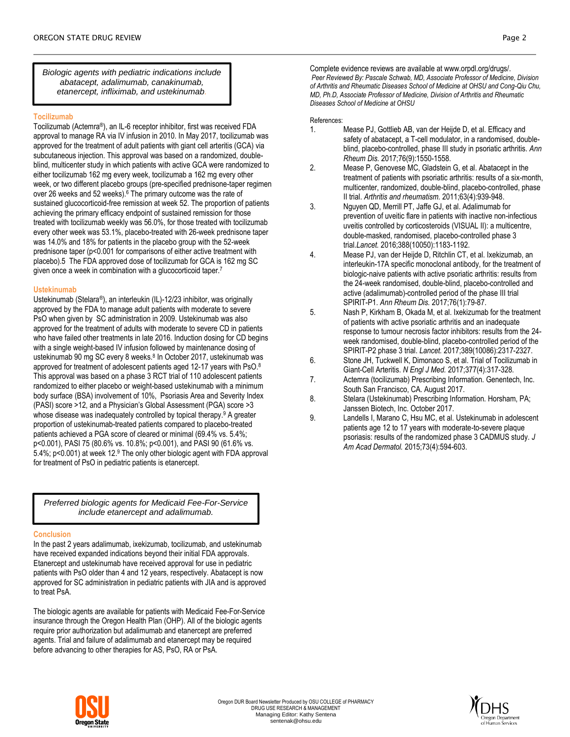*Biologic agents with pediatric indications include abatacept, adalimumab, canakinumab, etanercept, infliximab, and ustekinumab.*

### Tocilizumab

Tocilizumab (Actemra®), an IL-6 receptor inhibitor, first was received FDA approval to manage RA via IV infusion in 2010. In May 2017, tocilizumab was approved for the treatment of adult patients with giant cell arteritis (GCA) via subcutaneous injection. This approval was based on a randomized, double-blind, multicenter study in which patients with active GCA were randomized to either tocilizumab 162 mg every week, tocilizumab a 162 mg every other week, or two different placebo groups (pre-specified prednisone-taper regimen over 26 weeks and 52 weeks).[6] The primary outcome was the rate of sustained glucocorticoid-free remission at week 52. The proportion of patients achieving the primary efficacy endpoint of sustained remission for those treated with tocilizumab weekly was 56.0%, for those treated with tocilizumab every other week was 53.1%, placebo-treated with 26-week prednisone taper was 14.0% and 18% for patients in the placebo group with the 52-week prednisone taper ($p<0.001$ for comparisons of either active treatment with placebo).5 The FDA approved dose of tocilizumab for GCA is 162 mg SC given once a week in combination with a glucocorticoid taper.[7]

### Ustekinumab

Ustekinumab (Stelara®), an interleukin (IL)-12/23 inhibitor, was originally approved by the FDA to manage adult patients with moderate to severe PsO when given by SC administration in 2009. Ustekinumab was also approved for the treatment of adults with moderate to severe CD in patients who have failed other treatments in late 2016. Induction dosing for CD begins with a single weight-based IV infusion followed by maintenance dosing of ustekinumab 90 mg SC every 8 weeks.[8] In October 2017, ustekinumab was approved for treatment of adolescent patients aged 12-17 years with PsO.[8] This approval was based on a phase 3 RCT trial of 110 adolescent patients randomized to either placebo or weight-based ustekinumab with a minimum body surface (BSA) involvement of 10%, Psoriasis Area and Severity Index (PASI) score >12, and a Physician's Global Assessment (PGA) score >3 whose disease was inadequately controlled by topical therapy.[9] A greater proportion of ustekinumab-treated patients compared to placebo-treated patients achieved a PGA score of cleared or minimal (69.4% vs. 5.4%; $p<0.001$), PASI 75 (80.6% vs. 10.8%; $p<0.001$), and PASI 90 (61.6% vs. 5.4%; $p<0.001$) at week 12.[9] The only other biologic agent with FDA approval for treatment of PsO in pediatric patients is etanercept.

*Preferred biologic agents for Medicaid Fee-For-Service include etanercept and adalimumab.*

### Conclusion

In the past 2 years adalimumab, ixekizumab, tocilizumab, and ustekinumab have received expanded indications beyond their initial FDA approvals. Etanercept and ustekinumab have received approval for use in pediatric patients with PsO older than 4 and 12 years, respectively. Abatacept is now approved for SC administration in pediatric patients with JIA and is approved to treat PsA.

The biologic agents are available for patients with Medicaid Fee-For-Service insurance through the Oregon Health Plan (OHP). All of the biologic agents require prior authorization but adalimumab and etanercept are preferred agents. Trial and failure of adalimumab and etanercept may be required before advancing to other therapies for AS, PsO, RA or PsA.

Complete evidence reviews are available at www.orpdl.org/drugs/.
*Peer Reviewed By: Pascale Schwab, MD, Associate Professor of Medicine, Division of Arthritis and Rheumatic Diseases School of Medicine at OHSU and Cong-Qiu Chu, MD, Ph.D, Associate Professor of Medicine, Division of Arthritis and Rheumatic Diseases School of Medicine at OHSU*

References:

1. Mease PJ, Gottlieb AB, van der Heijde D, et al. Efficacy and safety of abatacept, a T-cell modulator, in a randomised, double-blind, placebo-controlled, phase III study in psoriatic arthritis. *Ann Rheum Dis.* 2017;76(9):1550-1558.
2. Mease P, Genovese MC, Gladstein G, et al. Abatacept in the treatment of patients with psoriatic arthritis: results of a six-month, multicenter, randomized, double-blind, placebo-controlled, phase II trial. *Arthritis and rheumatism.* 2011;63(4):939-948.
3. Nguyen QD, Merrill PT, Jaffe GJ, et al. Adalimumab for prevention of uveitic flare in patients with inactive non-infectious uveitis controlled by corticosteroids (VISUAL II): a multicentre, double-masked, randomised, placebo-controlled phase 3 trial.*Lancet.* 2016;388(10050):1183-1192.
4. Mease PJ, van der Heijde D, Ritchlin CT, et al. Ixekizumab, an interleukin-17A specific monoclonal antibody, for the treatment of biologic-naive patients with active psoriatic arthritis: results from the 24-week randomised, double-blind, placebo-controlled and active (adalimumab)-controlled period of the phase III trial SPIRIT-P1. *Ann Rheum Dis.* 2017;76(1):79-87.
5. Nash P, Kirkham B, Okada M, et al. Ixekizumab for the treatment of patients with active psoriatic arthritis and an inadequate response to tumour necrosis factor inhibitors: results from the 24-week randomised, double-blind, placebo-controlled period of the SPIRIT-P2 phase 3 trial. *Lancet.* 2017;389(10086):2317-2327.
6. Stone JH, Tuckwell K, Dimonaco S, et al. Trial of Tocilizumab in Giant-Cell Arteritis. *N Engl J Med.* 2017;377(4):317-328.
7. Actemra (tocilizumab) Prescribing Information. Genentech, Inc. South San Francisco, CA. August 2017.
8. Stelara (Ustekinumab) Prescribing Information. Horsham, PA; Janssen Biotech, Inc. October 2017.
9. Landells I, Marano C, Hsu MC, et al. Ustekinumab in adolescent patients age 12 to 17 years with moderate-to-severe plaque psoriasis: results of the randomized phase 3 CADMUS study. *J Am Acad Dermatol.* 2015;73(4):594-603.

Oregon DUR Board Newsletter Produced by OSU COLLEGE of PHARMACY
DRUG USE RESEARCH & MANAGEMENT
Managing Editor: Kathy Sentena
sentenak@ohsu.edu